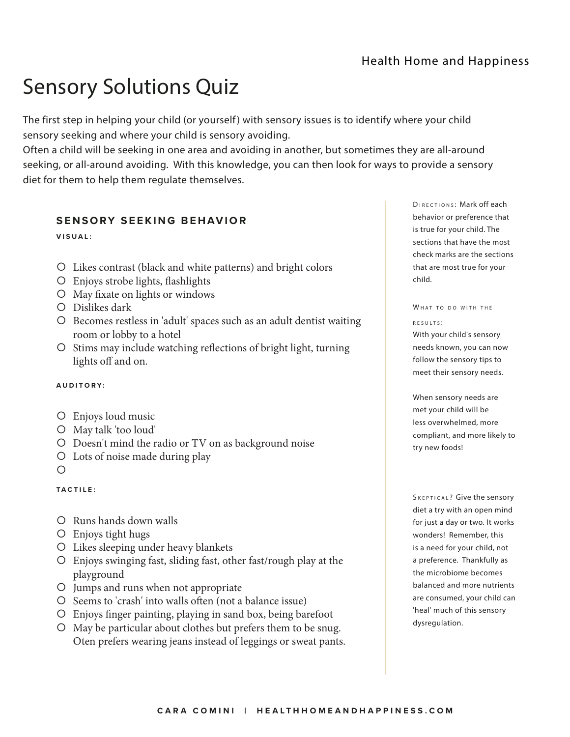Health Home and Happiness

# Sensory Solutions Quiz

The first step in helping your child (or yourself) with sensory issues is to identify where your child sensory seeking and where your child is sensory avoiding.
Often a child will be seeking in one area and avoiding in another, but sometimes they are all-around seeking, or all-around avoiding. With this knowledge, you can then look for ways to provide a sensory diet for them to help them regulate themselves.

## SENSORY SEEKING BEHAVIOR

#### VISUAL:

- ○ Likes contrast (black and white patterns) and bright colors
- ○ Enjoys strobe lights, flashlights
- ○ May fixate on lights or windows
- ○ Dislikes dark
- ○ Becomes restless in 'adult' spaces such as an adult dentist waiting room or lobby to a hotel
- ○ Stims may include watching reflections of bright light, turning lights off and on.

#### AUDITORY:

- ○ Enjoys loud music
- ○ May talk 'too loud'
- ○ Doesn't mind the radio or TV on as background noise
- ○ Lots of noise made during play
- ○

#### TACTILE:

- ○ Runs hands down walls
- ○ Enjoys tight hugs
- ○ Likes sleeping under heavy blankets
- ○ Enjoys swinging fast, sliding fast, other fast/rough play at the playground
- ○ Jumps and runs when not appropriate
- ○ Seems to 'crash' into walls often (not a balance issue)
- ○ Enjoys finger painting, playing in sand box, being barefoot
- ○ May be particular about clothes but prefers them to be snug. Oten prefers wearing jeans instead of leggings or sweat pants.

DIRECTIONS: Mark off each behavior or preference that is true for your child. The sections that have the most check marks are the sections that are most true for your child.

WHAT TO DO WITH THE RESULTS:
With your child's sensory needs known, you can now follow the sensory tips to meet their sensory needs.

When sensory needs are met your child will be less overwhelmed, more compliant, and more likely to try new foods!

SKEPTICAL? Give the sensory diet a try with an open mind for just a day or two. It works wonders! Remember, this is a need for your child, not a preference. Thankfully as the microbiome becomes balanced and more nutrients are consumed, your child can 'heal' much of this sensory dysregulation.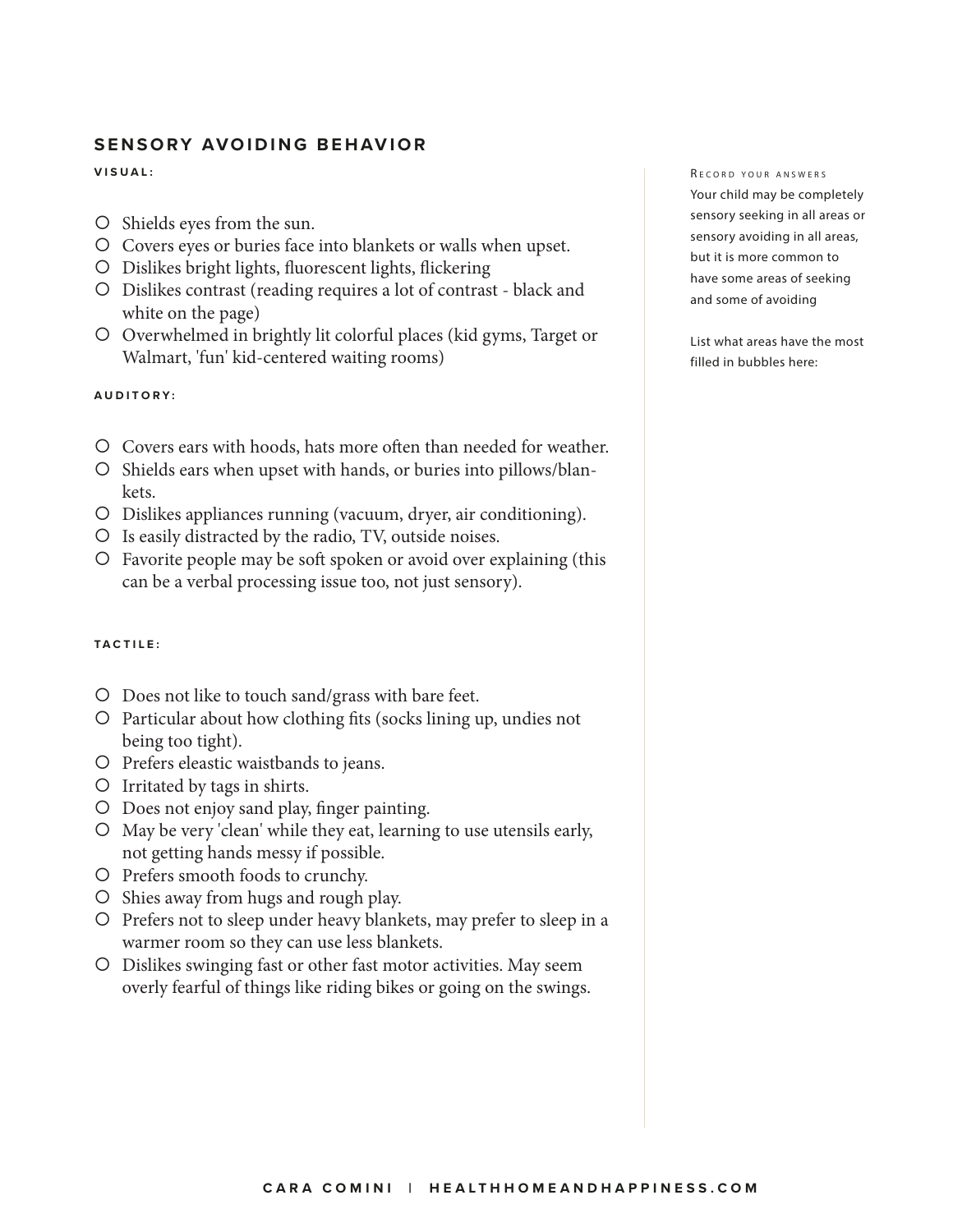## SENSORY AVOIDING BEHAVIOR

**VISUAL:**

- Shields eyes from the sun.
- Covers eyes or buries face into blankets or walls when upset.
- Dislikes bright lights, fluorescent lights, flickering
- Dislikes contrast (reading requires a lot of contrast - black and white on the page)
- Overwhelmed in brightly lit colorful places (kid gyms, Target or Walmart, 'fun' kid-centered waiting rooms)

**AUDITORY:**

- Covers ears with hoods, hats more often than needed for weather.
- Shields ears when upset with hands, or buries into pillows/blankets.
- Dislikes appliances running (vacuum, dryer, air conditioning).
- Is easily distracted by the radio, TV, outside noises.
- Favorite people may be soft spoken or avoid over explaining (this can be a verbal processing issue too, not just sensory).

**TACTILE:**

- Does not like to touch sand/grass with bare feet.
- Particular about how clothing fits (socks lining up, undies not being too tight).
- Prefers eleastic waistbands to jeans.
- Irritated by tags in shirts.
- Does not enjoy sand play, finger painting.
- May be very 'clean' while they eat, learning to use utensils early, not getting hands messy if possible.
- Prefers smooth foods to crunchy.
- Shies away from hugs and rough play.
- Prefers not to sleep under heavy blankets, may prefer to sleep in a warmer room so they can use less blankets.
- Dislikes swinging fast or other fast motor activities. May seem overly fearful of things like riding bikes or going on the swings.

RECORD YOUR ANSWERS

Your child may be completely sensory seeking in all areas or sensory avoiding in all areas, but it is more common to have some areas of seeking and some of avoiding

List what areas have the most filled in bubbles here: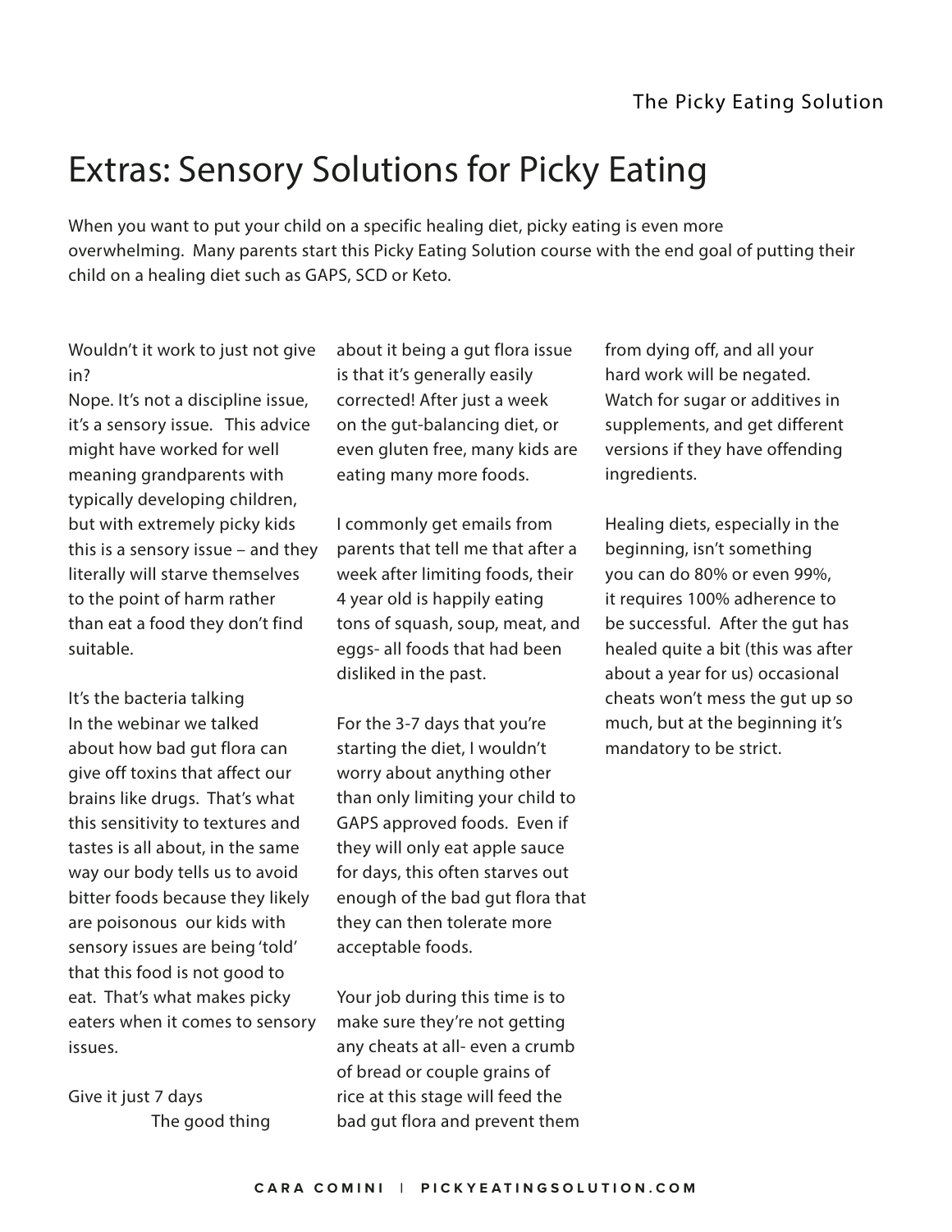# Extras: Sensory Solutions for Picky Eating

When you want to put your child on a specific healing diet, picky eating is even more overwhelming. Many parents start this Picky Eating Solution course with the end goal of putting their child on a healing diet such as GAPS, SCD or Keto.

Wouldn't it work to just not give in?

Nope. It's not a discipline issue, it's a sensory issue. This advice might have worked for well meaning grandparents with typically developing children, but with extremely picky kids this is a sensory issue – and they literally will starve themselves to the point of harm rather than eat a food they don't find suitable.

It's the bacteria talking

In the webinar we talked about how bad gut flora can give off toxins that affect our brains like drugs. That's what this sensitivity to textures and tastes is all about, in the same way our body tells us to avoid bitter foods because they likely are poisonous our kids with sensory issues are being 'told' that this food is not good to eat. That's what makes picky eaters when it comes to sensory issues.

Give it just 7 days

The good thing about it being a gut flora issue is that it's generally easily corrected! After just a week on the gut-balancing diet, or even gluten free, many kids are eating many more foods.

I commonly get emails from parents that tell me that after a week after limiting foods, their 4 year old is happily eating tons of squash, soup, meat, and eggs- all foods that had been disliked in the past.

For the 3-7 days that you're starting the diet, I wouldn't worry about anything other than only limiting your child to GAPS approved foods. Even if they will only eat apple sauce for days, this often starves out enough of the bad gut flora that they can then tolerate more acceptable foods.

Your job during this time is to make sure they're not getting any cheats at all- even a crumb of bread or couple grains of rice at this stage will feed the bad gut flora and prevent them from dying off, and all your hard work will be negated. Watch for sugar or additives in supplements, and get different versions if they have offending ingredients.

Healing diets, especially in the beginning, isn't something you can do 80% or even 99%, it requires 100% adherence to be successful. After the gut has healed quite a bit (this was after about a year for us) occasional cheats won't mess the gut up so much, but at the beginning it's mandatory to be strict.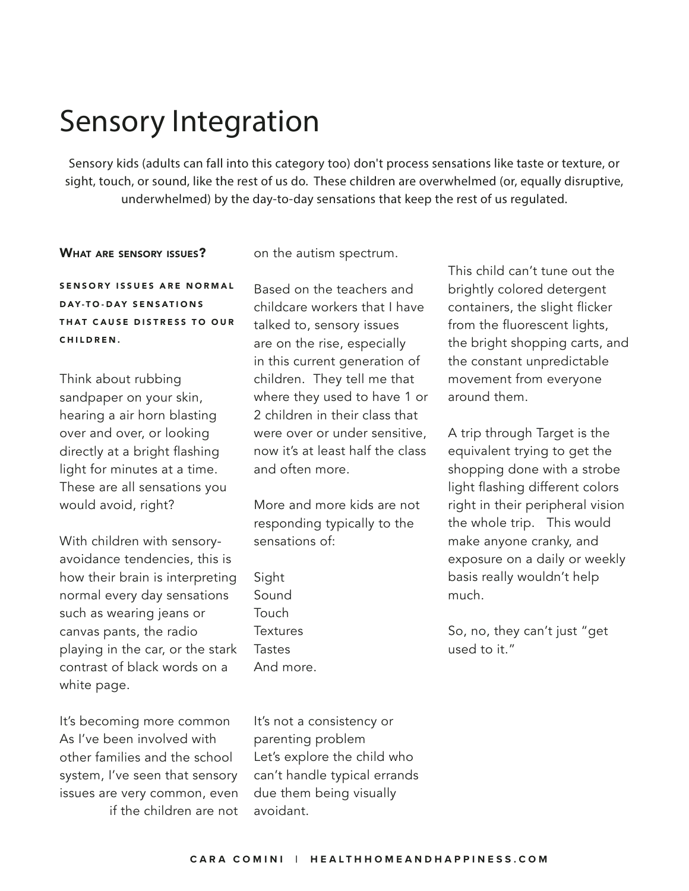# Sensory Integration

Sensory kids (adults can fall into this category too) don't process sensations like taste or texture, or sight, touch, or sound, like the rest of us do. These children are overwhelmed (or, equally disruptive, underwhelmed) by the day-to-day sensations that keep the rest of us regulated.

## What are sensory issues?

**SENSORY ISSUES ARE NORMAL DAY-TO-DAY SENSATIONS THAT CAUSE DISTRESS TO OUR CHILDREN.**

Think about rubbing sandpaper on your skin, hearing a air horn blasting over and over, or looking directly at a bright flashing light for minutes at a time. These are all sensations you would avoid, right?

With children with sensory-avoidance tendencies, this is how their brain is interpreting normal every day sensations such as wearing jeans or canvas pants, the radio playing in the car, or the stark contrast of black words on a white page.

It's becoming more common
As I've been involved with other families and the school system, I've seen that sensory issues are very common, even if the children are not on the autism spectrum.

Based on the teachers and childcare workers that I have talked to, sensory issues are on the rise, especially in this current generation of children. They tell me that where they used to have 1 or 2 children in their class that were over or under sensitive, now it's at least half the class and often more.

More and more kids are not responding typically to the sensations of:

Sight
Sound
Touch
Textures
Tastes
And more.

It's not a consistency or parenting problem
Let's explore the child who can't handle typical errands due them being visually avoidant.

This child can't tune out the brightly colored detergent containers, the slight flicker from the fluorescent lights, the bright shopping carts, and the constant unpredictable movement from everyone around them.

A trip through Target is the equivalent trying to get the shopping done with a strobe light flashing different colors right in their peripheral vision the whole trip. This would make anyone cranky, and exposure on a daily or weekly basis really wouldn't help much.

So, no, they can't just "get used to it."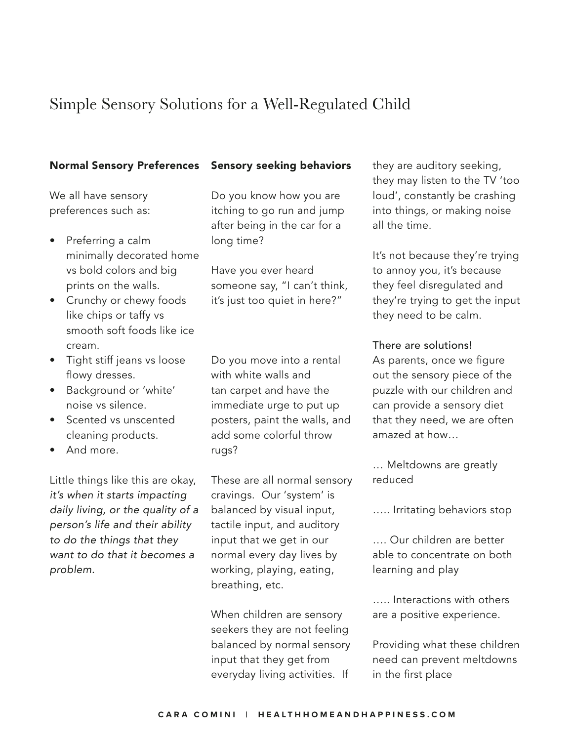# Simple Sensory Solutions for a Well-Regulated Child

**Normal Sensory Preferences**

We all have sensory preferences such as:

- Preferring a calm minimally decorated home vs bold colors and big prints on the walls.
- Crunchy or chewy foods like chips or taffy vs smooth soft foods like ice cream.
- Tight stiff jeans vs loose flowy dresses.
- Background or 'white' noise vs silence.
- Scented vs unscented cleaning products.
- And more.

Little things like this are okay, *it's when it starts impacting daily living, or the quality of a person's life and their ability to do the things that they want to do that it becomes a problem.*

**Sensory seeking behaviors**

Do you know how you are itching to go run and jump after being in the car for a long time?

Have you ever heard someone say, "I can't think, it's just too quiet in here?"

Do you move into a rental with white walls and tan carpet and have the immediate urge to put up posters, paint the walls, and add some colorful throw rugs?

These are all normal sensory cravings. Our 'system' is balanced by visual input, tactile input, and auditory input that we get in our normal every day lives by working, playing, eating, breathing, etc.

When children are sensory seekers they are not feeling balanced by normal sensory input that they get from everyday living activities. If they are auditory seeking, they may listen to the TV 'too loud', constantly be crashing into things, or making noise all the time.

It's not because they're trying to annoy you, it's because they feel disregulated and they're trying to get the input they need to be calm.

There are solutions!

As parents, once we figure out the sensory piece of the puzzle with our children and can provide a sensory diet that they need, we are often amazed at how…

… Meltdowns are greatly reduced

….. Irritating behaviors stop

…. Our children are better able to concentrate on both learning and play

….. Interactions with others are a positive experience.

Providing what these children need can prevent meltdowns in the first place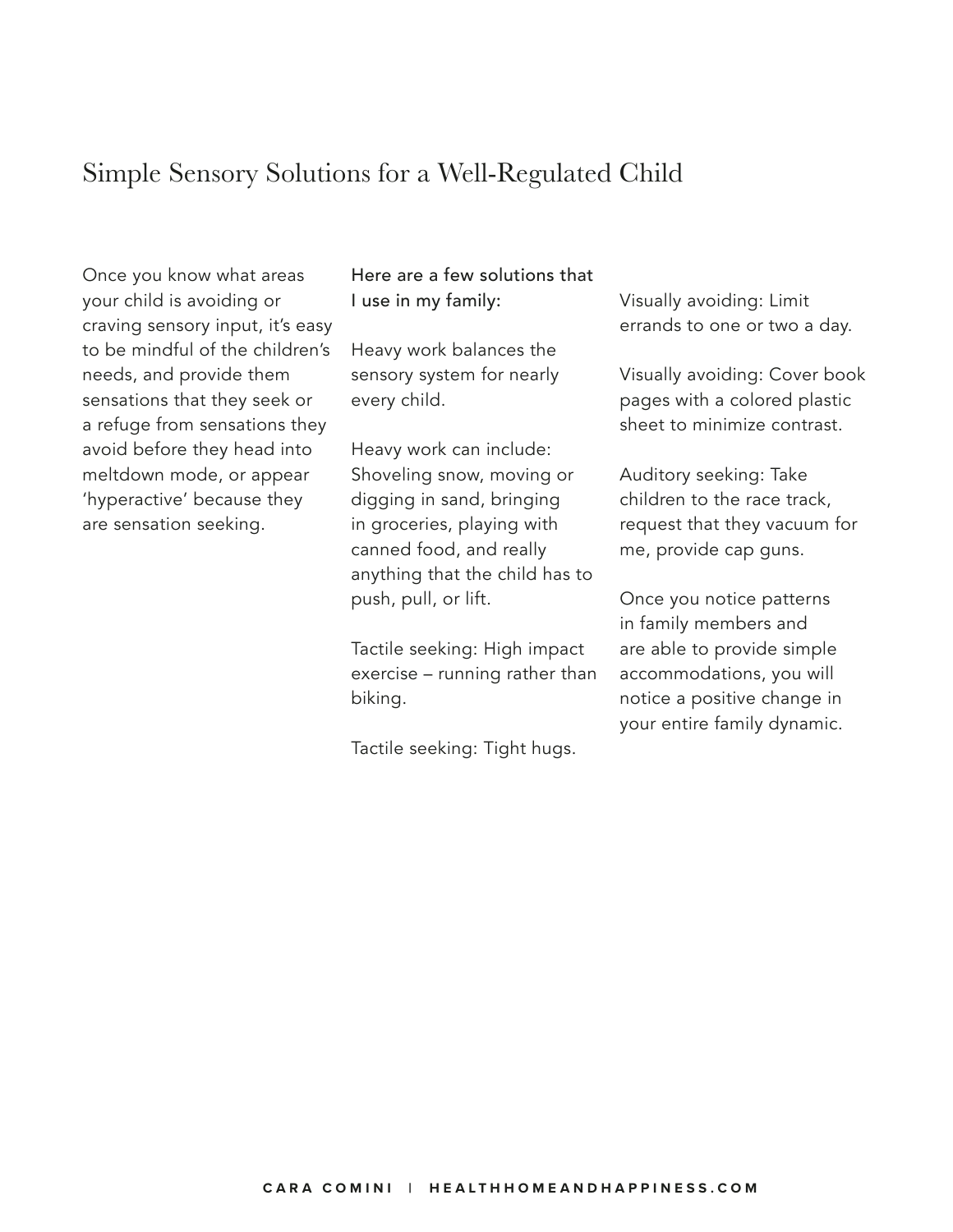# Simple Sensory Solutions for a Well-Regulated Child

Once you know what areas your child is avoiding or craving sensory input, it's easy to be mindful of the children's needs, and provide them sensations that they seek or a refuge from sensations they avoid before they head into meltdown mode, or appear 'hyperactive' because they are sensation seeking.

Here are a few solutions that I use in my family:

Heavy work balances the sensory system for nearly every child.

Heavy work can include: Shoveling snow, moving or digging in sand, bringing in groceries, playing with canned food, and really anything that the child has to push, pull, or lift.

Tactile seeking: High impact exercise – running rather than biking.

Tactile seeking: Tight hugs.

Visually avoiding: Limit errands to one or two a day.

Visually avoiding: Cover book pages with a colored plastic sheet to minimize contrast.

Auditory seeking: Take children to the race track, request that they vacuum for me, provide cap guns.

Once you notice patterns in family members and are able to provide simple accommodations, you will notice a positive change in your entire family dynamic.